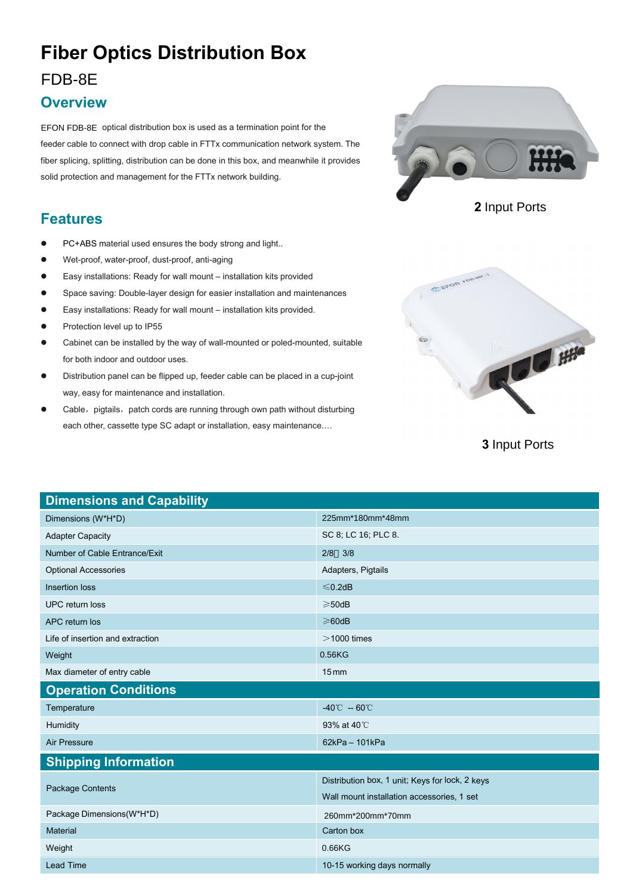# Fiber Optics Distribution Box

## FDB-8E

## Overview

EFON FDB-8E optical distribution box is used as a termination point for the feeder cable to connect with drop cable in FTTx communication network system. The fiber splicing, splitting, distribution can be done in this box, and meanwhile it provides solid protection and management for the FTTx network building.

**2** Input Ports

## Features

- PC+ABS material used ensures the body strong and light..
- Wet-proof, water-proof, dust-proof, anti-aging
- Easy installations: Ready for wall mount – installation kits provided
- Space saving: Double-layer design for easier installation and maintenances
- Easy installations: Ready for wall mount – installation kits provided.
- Protection level up to IP55
- Cabinet can be installed by the way of wall-mounted or poled-mounted, suitable for both indoor and outdoor uses.
- Distribution panel can be flipped up, feeder cable can be placed in a cup-joint way, easy for maintenance and installation.
- Cable，pigtails，patch cords are running through own path without disturbing each other, cassette type SC adapt or installation, easy maintenance.…

**3** Input Ports

| Dimensions and Capability | |
|---|---|
| Dimensions (W*H*D) | 225mm*180mm*48mm |
| Adapter Capacity | SC 8; LC 16; PLC 8. |
| Number of Cable Entrance/Exit | 2/8 3/8 |
| Optional Accessories | Adapters, Pigtails |
| Insertion loss | ≤0.2dB |
| UPC return loss | ≥50dB |
| APC return los | ≥60dB |
| Life of insertion and extraction | ＞1000 times |
| Weight | 0.56KG |
| Max diameter of entry cable | 15mm |
| **Operation Conditions** | |
| Temperature | -40℃ -- 60℃ |
| Humidity | 93% at 40℃ |
| Air Pressure | 62kPa – 101kPa |
| **Shipping Information** | |
| Package Contents | Distribution box, 1 unit; Keys for lock, 2 keys<br>Wall mount installation accessories, 1 set |
| Package Dimensions(W*H*D) | 260mm*200mm*70mm |
| Material | Carton box |
| Weight | 0.66KG |
| Lead Time | 10-15 working days normally |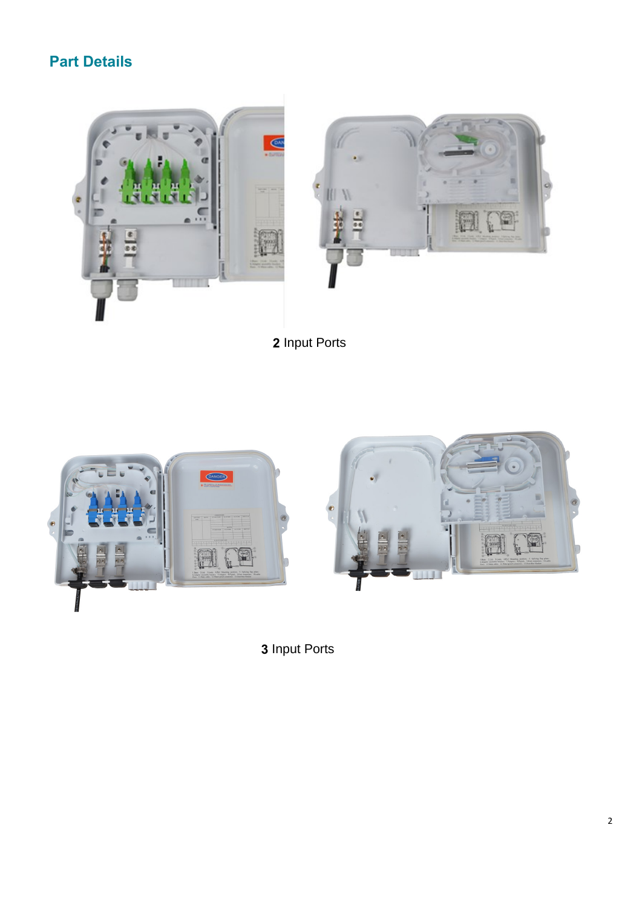## Part Details

**2** Input Ports

**3** Input Ports